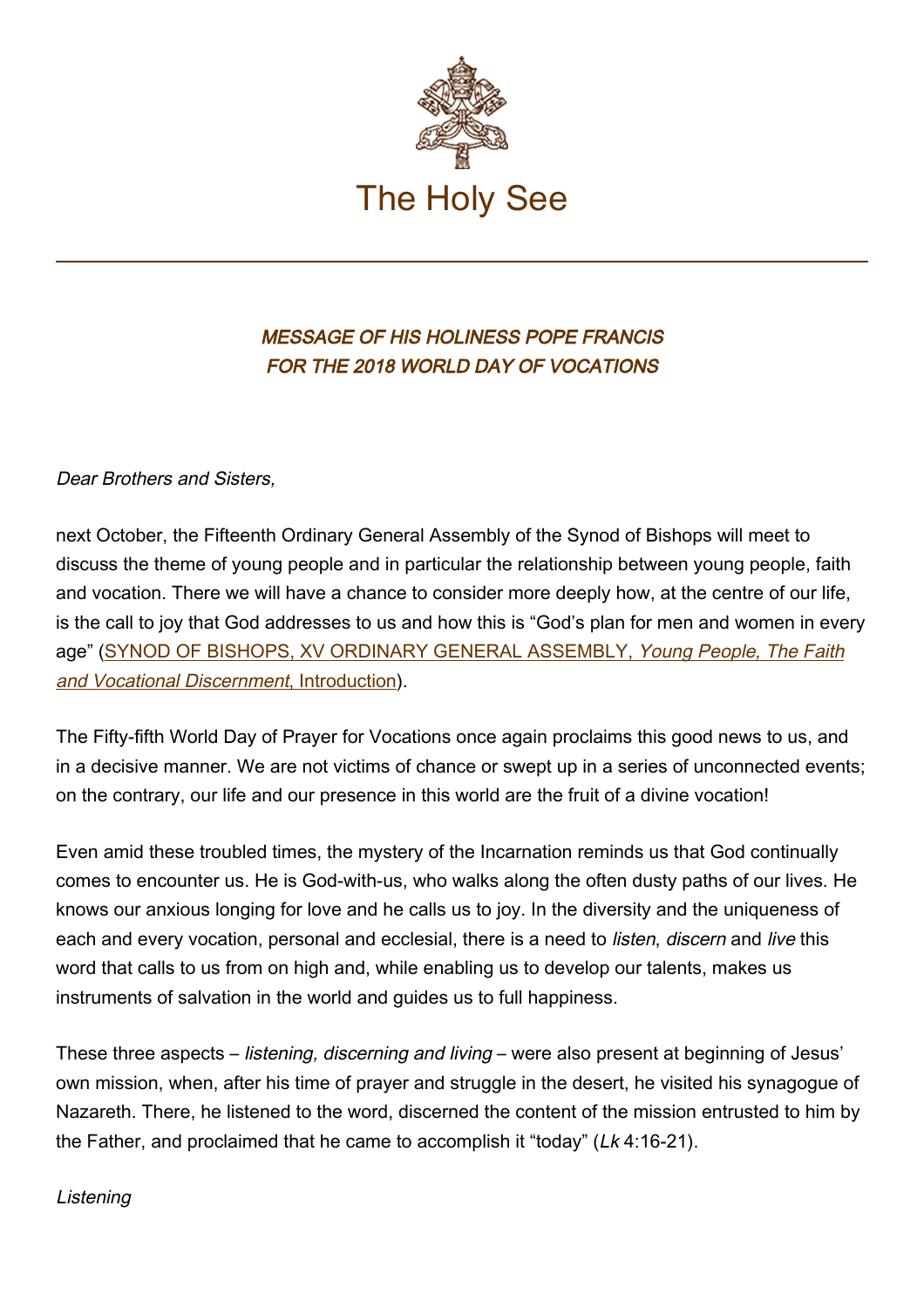# The Holy See

## *MESSAGE OF HIS HOLINESS POPE FRANCIS*
## *FOR THE 2018 WORLD DAY OF VOCATIONS*

*Dear Brothers and Sisters,*

next October, the Fifteenth Ordinary General Assembly of the Synod of Bishops will meet to discuss the theme of young people and in particular the relationship between young people, faith and vocation. There we will have a chance to consider more deeply how, at the centre of our life, is the call to joy that God addresses to us and how this is "God's plan for men and women in every age" (SYNOD OF BISHOPS, XV ORDINARY GENERAL ASSEMBLY, *Young People, The Faith and Vocational Discernment*, Introduction).

The Fifty-fifth World Day of Prayer for Vocations once again proclaims this good news to us, and in a decisive manner. We are not victims of chance or swept up in a series of unconnected events; on the contrary, our life and our presence in this world are the fruit of a divine vocation!

Even amid these troubled times, the mystery of the Incarnation reminds us that God continually comes to encounter us. He is God-with-us, who walks along the often dusty paths of our lives. He knows our anxious longing for love and he calls us to joy. In the diversity and the uniqueness of each and every vocation, personal and ecclesial, there is a need to *listen*, *discern* and *live* this word that calls to us from on high and, while enabling us to develop our talents, makes us instruments of salvation in the world and guides us to full happiness.

These three aspects – *listening, discerning and living* – were also present at beginning of Jesus' own mission, when, after his time of prayer and struggle in the desert, he visited his synagogue of Nazareth. There, he listened to the word, discerned the content of the mission entrusted to him by the Father, and proclaimed that he came to accomplish it "today" (*Lk* 4:16-21).

*Listening*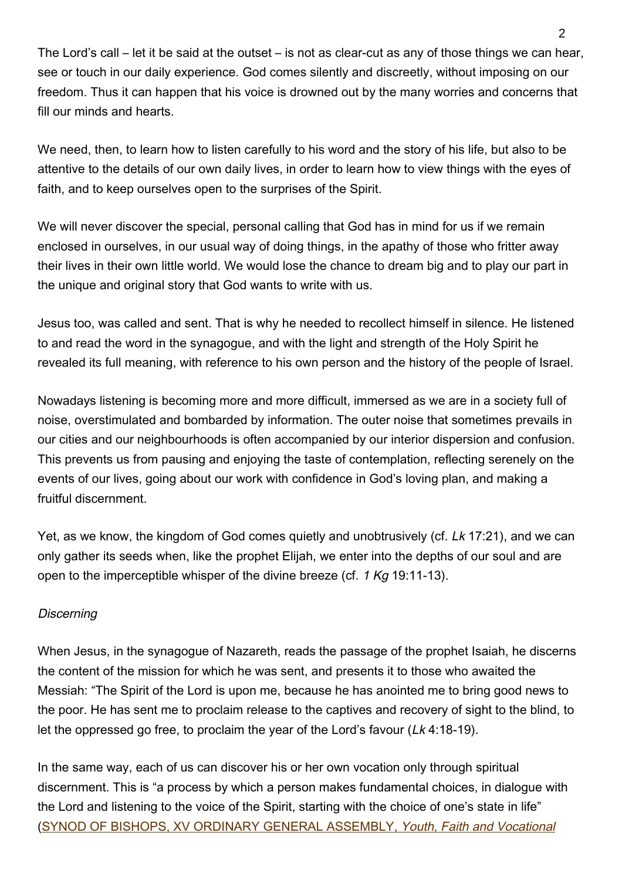The Lord's call – let it be said at the outset – is not as clear-cut as any of those things we can hear, see or touch in our daily experience. God comes silently and discreetly, without imposing on our freedom. Thus it can happen that his voice is drowned out by the many worries and concerns that fill our minds and hearts.

We need, then, to learn how to listen carefully to his word and the story of his life, but also to be attentive to the details of our own daily lives, in order to learn how to view things with the eyes of faith, and to keep ourselves open to the surprises of the Spirit.

We will never discover the special, personal calling that God has in mind for us if we remain enclosed in ourselves, in our usual way of doing things, in the apathy of those who fritter away their lives in their own little world. We would lose the chance to dream big and to play our part in the unique and original story that God wants to write with us.

Jesus too, was called and sent. That is why he needed to recollect himself in silence. He listened to and read the word in the synagogue, and with the light and strength of the Holy Spirit he revealed its full meaning, with reference to his own person and the history of the people of Israel.

Nowadays listening is becoming more and more difficult, immersed as we are in a society full of noise, overstimulated and bombarded by information. The outer noise that sometimes prevails in our cities and our neighbourhoods is often accompanied by our interior dispersion and confusion. This prevents us from pausing and enjoying the taste of contemplation, reflecting serenely on the events of our lives, going about our work with confidence in God's loving plan, and making a fruitful discernment.

Yet, as we know, the kingdom of God comes quietly and unobtrusively (cf. *Lk* 17:21), and we can only gather its seeds when, like the prophet Elijah, we enter into the depths of our soul and are open to the imperceptible whisper of the divine breeze (cf. *1 Kg* 19:11-13).

*Discerning*

When Jesus, in the synagogue of Nazareth, reads the passage of the prophet Isaiah, he discerns the content of the mission for which he was sent, and presents it to those who awaited the Messiah: "The Spirit of the Lord is upon me, because he has anointed me to bring good news to the poor. He has sent me to proclaim release to the captives and recovery of sight to the blind, to let the oppressed go free, to proclaim the year of the Lord's favour (*Lk* 4:18-19).

In the same way, each of us can discover his or her own vocation only through spiritual discernment. This is "a process by which a person makes fundamental choices, in dialogue with the Lord and listening to the voice of the Spirit, starting with the choice of one's state in life" (SYNOD OF BISHOPS, XV ORDINARY GENERAL ASSEMBLY, *Youth, Faith and Vocational*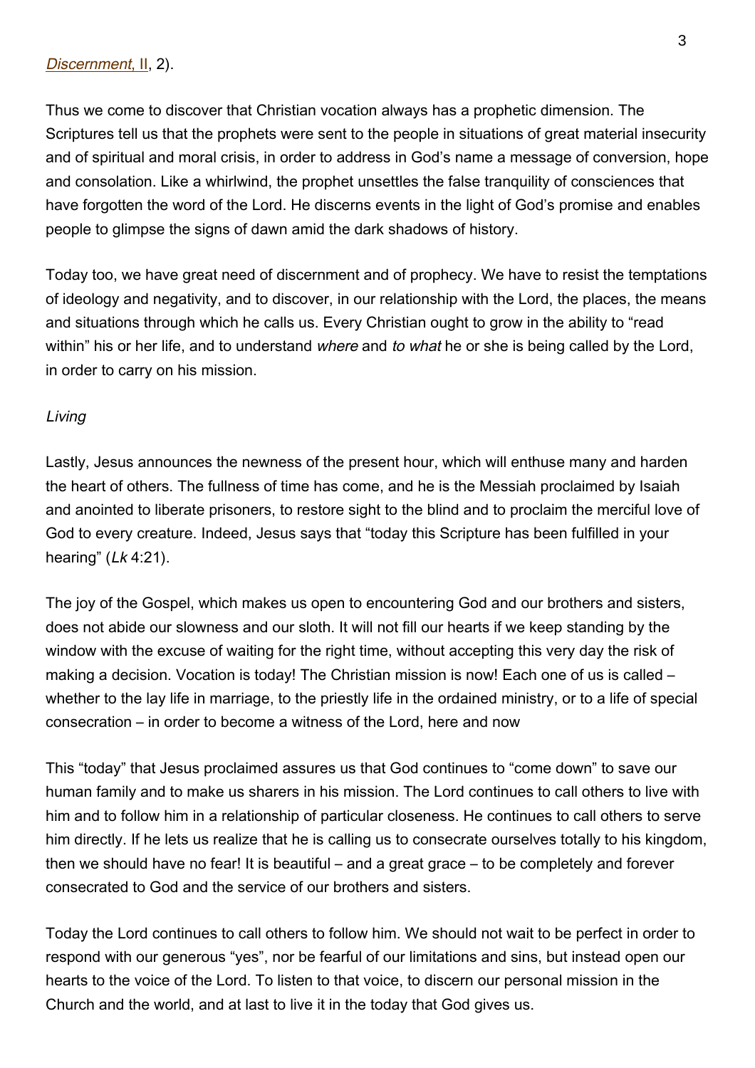*Discernment*, II, 2).

Thus we come to discover that Christian vocation always has a prophetic dimension. The Scriptures tell us that the prophets were sent to the people in situations of great material insecurity and of spiritual and moral crisis, in order to address in God's name a message of conversion, hope and consolation. Like a whirlwind, the prophet unsettles the false tranquility of consciences that have forgotten the word of the Lord. He discerns events in the light of God's promise and enables people to glimpse the signs of dawn amid the dark shadows of history.

Today too, we have great need of discernment and of prophecy. We have to resist the temptations of ideology and negativity, and to discover, in our relationship with the Lord, the places, the means and situations through which he calls us. Every Christian ought to grow in the ability to "read within" his or her life, and to understand *where* and *to what* he or she is being called by the Lord, in order to carry on his mission.

*Living*

Lastly, Jesus announces the newness of the present hour, which will enthuse many and harden the heart of others. The fullness of time has come, and he is the Messiah proclaimed by Isaiah and anointed to liberate prisoners, to restore sight to the blind and to proclaim the merciful love of God to every creature. Indeed, Jesus says that "today this Scripture has been fulfilled in your hearing" (*Lk* 4:21).

The joy of the Gospel, which makes us open to encountering God and our brothers and sisters, does not abide our slowness and our sloth. It will not fill our hearts if we keep standing by the window with the excuse of waiting for the right time, without accepting this very day the risk of making a decision. Vocation is today! The Christian mission is now! Each one of us is called – whether to the lay life in marriage, to the priestly life in the ordained ministry, or to a life of special consecration – in order to become a witness of the Lord, here and now

This "today" that Jesus proclaimed assures us that God continues to "come down" to save our human family and to make us sharers in his mission. The Lord continues to call others to live with him and to follow him in a relationship of particular closeness. He continues to call others to serve him directly. If he lets us realize that he is calling us to consecrate ourselves totally to his kingdom, then we should have no fear! It is beautiful – and a great grace – to be completely and forever consecrated to God and the service of our brothers and sisters.

Today the Lord continues to call others to follow him. We should not wait to be perfect in order to respond with our generous "yes", nor be fearful of our limitations and sins, but instead open our hearts to the voice of the Lord. To listen to that voice, to discern our personal mission in the Church and the world, and at last to live it in the today that God gives us.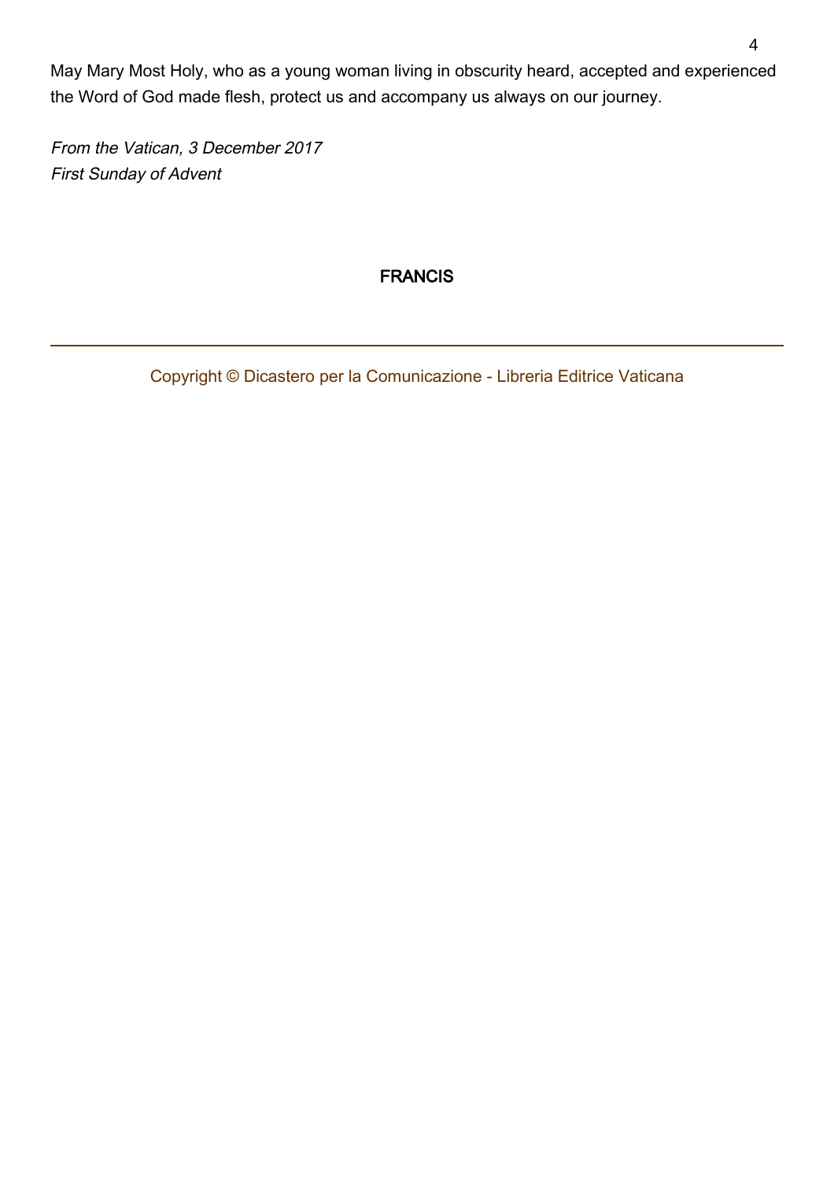May Mary Most Holy, who as a young woman living in obscurity heard, accepted and experienced the Word of God made flesh, protect us and accompany us always on our journey.

*From the Vatican, 3 December 2017*
*First Sunday of Advent*

FRANCIS

---

Copyright © Dicastero per la Comunicazione - Libreria Editrice Vaticana